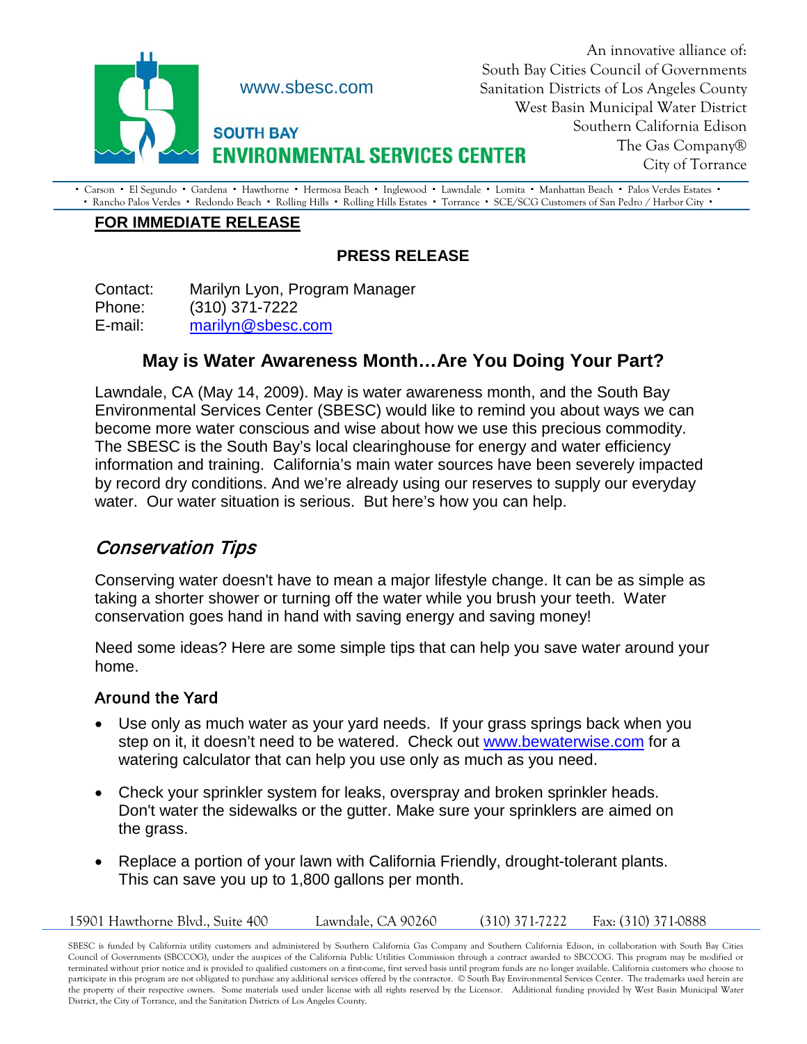www.sbesc.com

**SOUTH BAY ENVIRONMENTAL SERVICES CENTER**

An innovative alliance of:
South Bay Cities Council of Governments
Sanitation Districts of Los Angeles County
West Basin Municipal Water District
Southern California Edison
The Gas Company®
City of Torrance

• Carson • El Segundo • Gardena • Hawthorne • Hermosa Beach • Inglewood • Lawndale • Lomita • Manhattan Beach • Palos Verdes Estates •
• Rancho Palos Verdes • Redondo Beach • Rolling Hills • Rolling Hills Estates • Torrance • SCE/SCG Customers of San Pedro / Harbor City •

**FOR IMMEDIATE RELEASE**

**PRESS RELEASE**

Contact: Marilyn Lyon, Program Manager
Phone: (310) 371-7222
E-mail: marilyn@sbesc.com

## May is Water Awareness Month…Are You Doing Your Part?

Lawndale, CA (May 14, 2009). May is water awareness month, and the South Bay Environmental Services Center (SBESC) would like to remind you about ways we can become more water conscious and wise about how we use this precious commodity. The SBESC is the South Bay's local clearinghouse for energy and water efficiency information and training. California's main water sources have been severely impacted by record dry conditions. And we're already using our reserves to supply our everyday water. Our water situation is serious. But here's how you can help.

## *Conservation Tips*

Conserving water doesn't have to mean a major lifestyle change. It can be as simple as taking a shorter shower or turning off the water while you brush your teeth. Water conservation goes hand in hand with saving energy and saving money!

Need some ideas? Here are some simple tips that can help you save water around your home.

### Around the Yard

- Use only as much water as your yard needs. If your grass springs back when you step on it, it doesn't need to be watered. Check out www.bewaterwise.com for a watering calculator that can help you use only as much as you need.
- Check your sprinkler system for leaks, overspray and broken sprinkler heads. Don't water the sidewalks or the gutter. Make sure your sprinklers are aimed on the grass.
- Replace a portion of your lawn with California Friendly, drought-tolerant plants. This can save you up to 1,800 gallons per month.

15901 Hawthorne Blvd., Suite 400 Lawndale, CA 90260 (310) 371-7222 Fax: (310) 371-0888

SBESC is funded by California utility customers and administered by Southern California Gas Company and Southern California Edison, in collaboration with South Bay Cities Council of Governments (SBCCOG), under the auspices of the California Public Utilities Commission through a contract awarded to SBCCOG. This program may be modified or terminated without prior notice and is provided to qualified customers on a first-come, first served basis until program funds are no longer available. California customers who choose to participate in this program are not obligated to purchase any additional services offered by the contractor. © South Bay Environmental Services Center. The trademarks used herein are the property of their respective owners. Some materials used under license with all rights reserved by the Licensor. Additional funding provided by West Basin Municipal Water District, the City of Torrance, and the Sanitation Districts of Los Angeles County.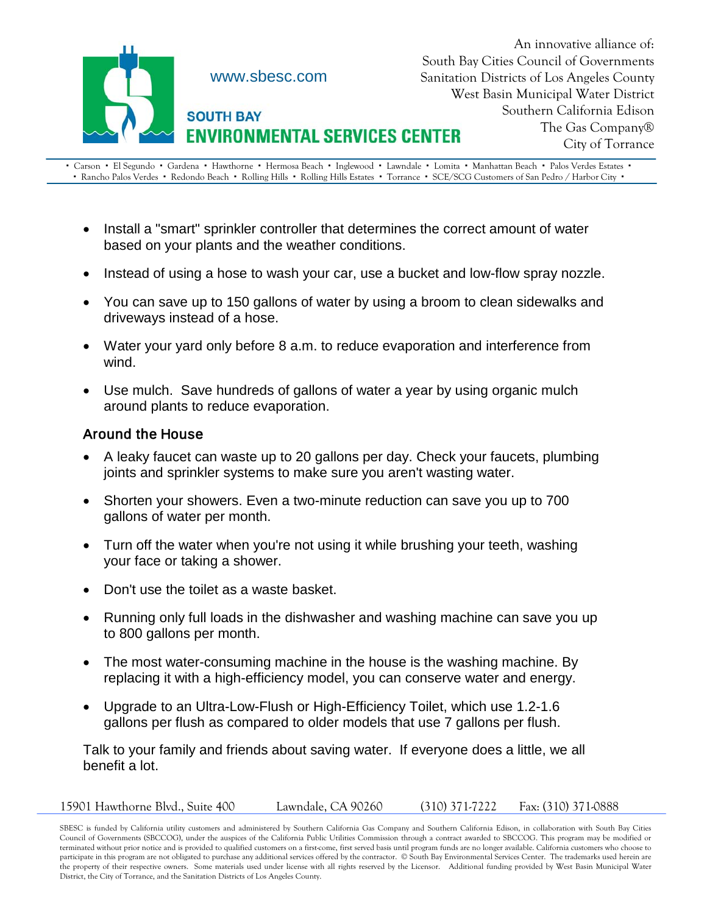- Install a "smart" sprinkler controller that determines the correct amount of water based on your plants and the weather conditions.
- Instead of using a hose to wash your car, use a bucket and low-flow spray nozzle.
- You can save up to 150 gallons of water by using a broom to clean sidewalks and driveways instead of a hose.
- Water your yard only before 8 a.m. to reduce evaporation and interference from wind.
- Use mulch. Save hundreds of gallons of water a year by using organic mulch around plants to reduce evaporation.

### Around the House

- A leaky faucet can waste up to 20 gallons per day. Check your faucets, plumbing joints and sprinkler systems to make sure you aren't wasting water.
- Shorten your showers. Even a two-minute reduction can save you up to 700 gallons of water per month.
- Turn off the water when you're not using it while brushing your teeth, washing your face or taking a shower.
- Don't use the toilet as a waste basket.
- Running only full loads in the dishwasher and washing machine can save you up to 800 gallons per month.
- The most water-consuming machine in the house is the washing machine. By replacing it with a high-efficiency model, you can conserve water and energy.
- Upgrade to an Ultra-Low-Flush or High-Efficiency Toilet, which use 1.2-1.6 gallons per flush as compared to older models that use 7 gallons per flush.

Talk to your family and friends about saving water. If everyone does a little, we all benefit a lot.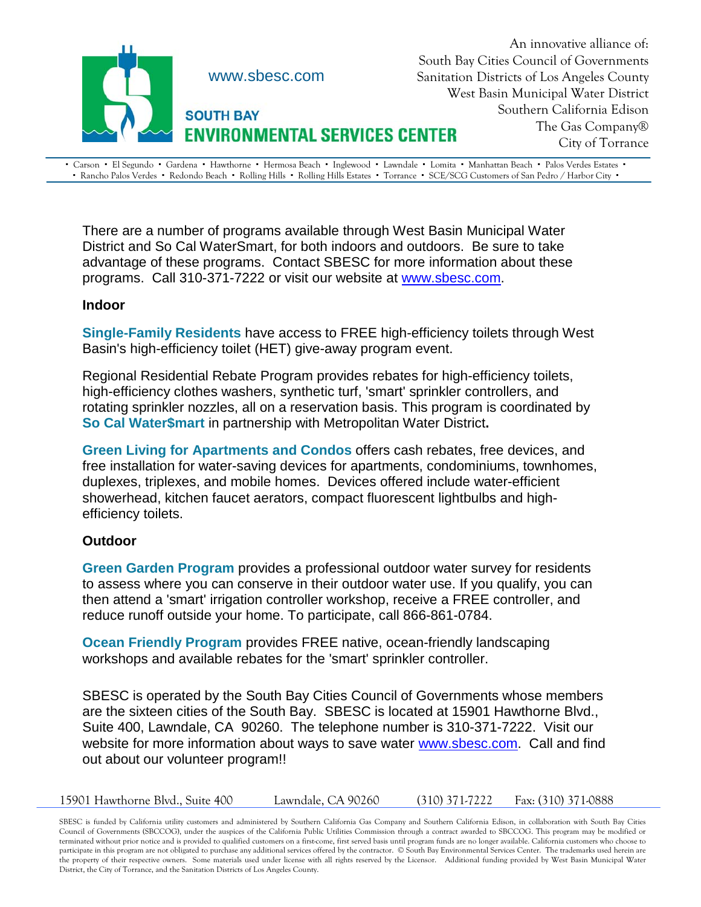www.sbesc.com

SOUTH BAY ENVIRONMENTAL SERVICES CENTER

An innovative alliance of:
South Bay Cities Council of Governments
Sanitation Districts of Los Angeles County
West Basin Municipal Water District
Southern California Edison
The Gas Company®
City of Torrance

• Carson • El Segundo • Gardena • Hawthorne • Hermosa Beach • Inglewood • Lawndale • Lomita • Manhattan Beach • Palos Verdes Estates • • Rancho Palos Verdes • Redondo Beach • Rolling Hills • Rolling Hills Estates • Torrance • SCE/SCG Customers of San Pedro / Harbor City •

There are a number of programs available through West Basin Municipal Water District and So Cal WaterSmart, for both indoors and outdoors. Be sure to take advantage of these programs. Contact SBESC for more information about these programs. Call 310-371-7222 or visit our website at www.sbesc.com.

**Indoor**

**Single-Family Residents** have access to FREE high-efficiency toilets through West Basin's high-efficiency toilet (HET) give-away program event.

Regional Residential Rebate Program provides rebates for high-efficiency toilets, high-efficiency clothes washers, synthetic turf, 'smart' sprinkler controllers, and rotating sprinkler nozzles, all on a reservation basis. This program is coordinated by **So Cal Water$mart** in partnership with Metropolitan Water District**.**

**Green Living for Apartments and Condos** offers cash rebates, free devices, and free installation for water-saving devices for apartments, condominiums, townhomes, duplexes, triplexes, and mobile homes. Devices offered include water-efficient showerhead, kitchen faucet aerators, compact fluorescent lightbulbs and high-efficiency toilets.

**Outdoor**

**Green Garden Program** provides a professional outdoor water survey for residents to assess where you can conserve in their outdoor water use. If you qualify, you can then attend a 'smart' irrigation controller workshop, receive a FREE controller, and reduce runoff outside your home. To participate, call 866-861-0784.

**Ocean Friendly Program** provides FREE native, ocean-friendly landscaping workshops and available rebates for the 'smart' sprinkler controller.

SBESC is operated by the South Bay Cities Council of Governments whose members are the sixteen cities of the South Bay. SBESC is located at 15901 Hawthorne Blvd., Suite 400, Lawndale, CA 90260. The telephone number is 310-371-7222. Visit our website for more information about ways to save water www.sbesc.com. Call and find out about our volunteer program!!

15901 Hawthorne Blvd., Suite 400 Lawndale, CA 90260 (310) 371-7222 Fax: (310) 371-0888

SBESC is funded by California utility customers and administered by Southern California Gas Company and Southern California Edison, in collaboration with South Bay Cities Council of Governments (SBCCOG), under the auspices of the California Public Utilities Commission through a contract awarded to SBCCOG. This program may be modified or terminated without prior notice and is provided to qualified customers on a first-come, first served basis until program funds are no longer available. California customers who choose to participate in this program are not obligated to purchase any additional services offered by the contractor. © South Bay Environmental Services Center. The trademarks used herein are the property of their respective owners. Some materials used under license with all rights reserved by the Licensor. Additional funding provided by West Basin Municipal Water District, the City of Torrance, and the Sanitation Districts of Los Angeles County.